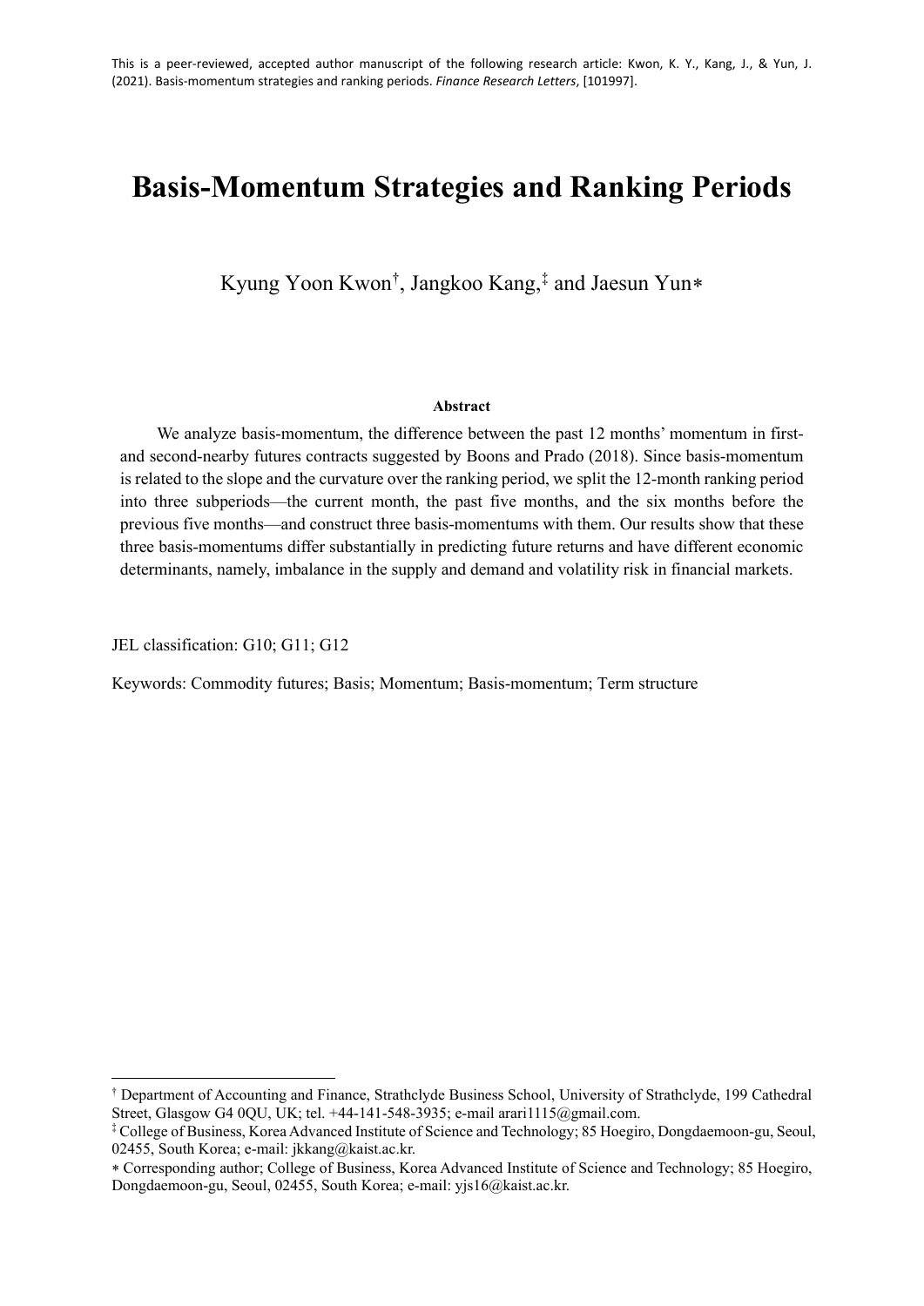This is a peer-reviewed, accepted author manuscript of the following research article: Kwon, K. Y., Kang, J., & Yun, J. (2021). Basis-momentum strategies and ranking periods. *Finance Research Letters*, [101997].

# Basis-Momentum Strategies and Ranking Periods

Kyung Yoon Kwon[†], Jangkoo Kang,[‡] and Jaesun Yun[∗]

**Abstract**

We analyze basis-momentum, the difference between the past 12 months' momentum in first- and second-nearby futures contracts suggested by Boons and Prado (2018). Since basis-momentum is related to the slope and the curvature over the ranking period, we split the 12-month ranking period into three subperiods—the current month, the past five months, and the six months before the previous five months—and construct three basis-momentums with them. Our results show that these three basis-momentums differ substantially in predicting future returns and have different economic determinants, namely, imbalance in the supply and demand and volatility risk in financial markets.

JEL classification: G10; G11; G12

Keywords: Commodity futures; Basis; Momentum; Basis-momentum; Term structure

---

[†] Department of Accounting and Finance, Strathclyde Business School, University of Strathclyde, 199 Cathedral Street, Glasgow G4 0QU, UK; tel. +44-141-548-3935; e-mail arari1115@gmail.com.

[‡] College of Business, Korea Advanced Institute of Science and Technology; 85 Hoegiro, Dongdaemoon-gu, Seoul, 02455, South Korea; e-mail: jkkang@kaist.ac.kr.

[∗] Corresponding author; College of Business, Korea Advanced Institute of Science and Technology; 85 Hoegiro, Dongdaemoon-gu, Seoul, 02455, South Korea; e-mail: yjs16@kaist.ac.kr.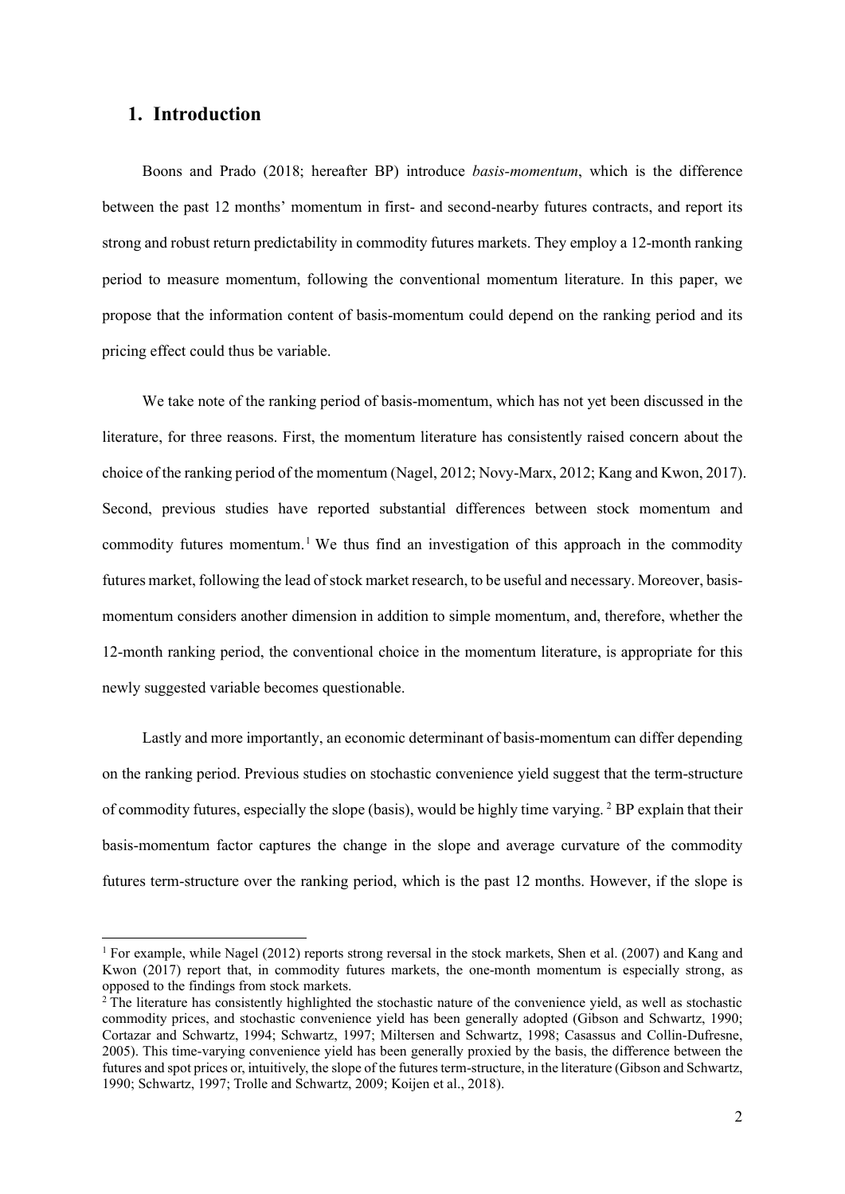## 1. Introduction

Boons and Prado (2018; hereafter BP) introduce *basis-momentum*, which is the difference between the past 12 months' momentum in first- and second-nearby futures contracts, and report its strong and robust return predictability in commodity futures markets. They employ a 12-month ranking period to measure momentum, following the conventional momentum literature. In this paper, we propose that the information content of basis-momentum could depend on the ranking period and its pricing effect could thus be variable.

We take note of the ranking period of basis-momentum, which has not yet been discussed in the literature, for three reasons. First, the momentum literature has consistently raised concern about the choice of the ranking period of the momentum (Nagel, 2012; Novy-Marx, 2012; Kang and Kwon, 2017). Second, previous studies have reported substantial differences between stock momentum and commodity futures momentum.[1] We thus find an investigation of this approach in the commodity futures market, following the lead of stock market research, to be useful and necessary. Moreover, basis-momentum considers another dimension in addition to simple momentum, and, therefore, whether the 12-month ranking period, the conventional choice in the momentum literature, is appropriate for this newly suggested variable becomes questionable.

Lastly and more importantly, an economic determinant of basis-momentum can differ depending on the ranking period. Previous studies on stochastic convenience yield suggest that the term-structure of commodity futures, especially the slope (basis), would be highly time varying.[2] BP explain that their basis-momentum factor captures the change in the slope and average curvature of the commodity futures term-structure over the ranking period, which is the past 12 months. However, if the slope is

[1] For example, while Nagel (2012) reports strong reversal in the stock markets, Shen et al. (2007) and Kang and Kwon (2017) report that, in commodity futures markets, the one-month momentum is especially strong, as opposed to the findings from stock markets.

[2] The literature has consistently highlighted the stochastic nature of the convenience yield, as well as stochastic commodity prices, and stochastic convenience yield has been generally adopted (Gibson and Schwartz, 1990; Cortazar and Schwartz, 1994; Schwartz, 1997; Miltersen and Schwartz, 1998; Casassus and Collin-Dufresne, 2005). This time-varying convenience yield has been generally proxied by the basis, the difference between the futures and spot prices or, intuitively, the slope of the futures term-structure, in the literature (Gibson and Schwartz, 1990; Schwartz, 1997; Trolle and Schwartz, 2009; Koijen et al., 2018).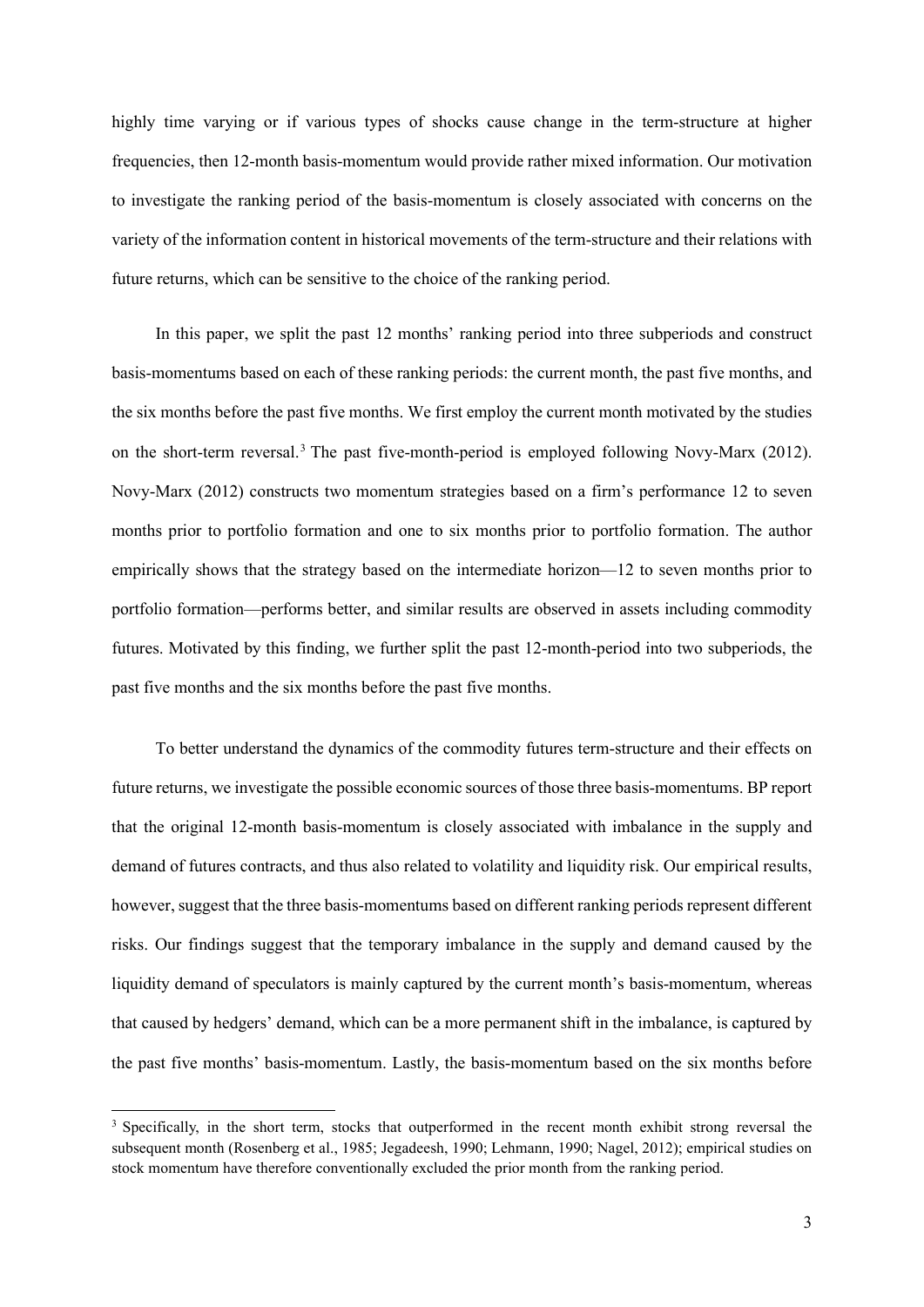highly time varying or if various types of shocks cause change in the term-structure at higher frequencies, then 12-month basis-momentum would provide rather mixed information. Our motivation to investigate the ranking period of the basis-momentum is closely associated with concerns on the variety of the information content in historical movements of the term-structure and their relations with future returns, which can be sensitive to the choice of the ranking period.

In this paper, we split the past 12 months' ranking period into three subperiods and construct basis-momentums based on each of these ranking periods: the current month, the past five months, and the six months before the past five months. We first employ the current month motivated by the studies on the short-term reversal.[3] The past five-month-period is employed following Novy-Marx (2012). Novy-Marx (2012) constructs two momentum strategies based on a firm's performance 12 to seven months prior to portfolio formation and one to six months prior to portfolio formation. The author empirically shows that the strategy based on the intermediate horizon—12 to seven months prior to portfolio formation—performs better, and similar results are observed in assets including commodity futures. Motivated by this finding, we further split the past 12-month-period into two subperiods, the past five months and the six months before the past five months.

To better understand the dynamics of the commodity futures term-structure and their effects on future returns, we investigate the possible economic sources of those three basis-momentums. BP report that the original 12-month basis-momentum is closely associated with imbalance in the supply and demand of futures contracts, and thus also related to volatility and liquidity risk. Our empirical results, however, suggest that the three basis-momentums based on different ranking periods represent different risks. Our findings suggest that the temporary imbalance in the supply and demand caused by the liquidity demand of speculators is mainly captured by the current month's basis-momentum, whereas that caused by hedgers' demand, which can be a more permanent shift in the imbalance, is captured by the past five months' basis-momentum. Lastly, the basis-momentum based on the six months before

[3] Specifically, in the short term, stocks that outperformed in the recent month exhibit strong reversal the subsequent month (Rosenberg et al., 1985; Jegadeesh, 1990; Lehmann, 1990; Nagel, 2012); empirical studies on stock momentum have therefore conventionally excluded the prior month from the ranking period.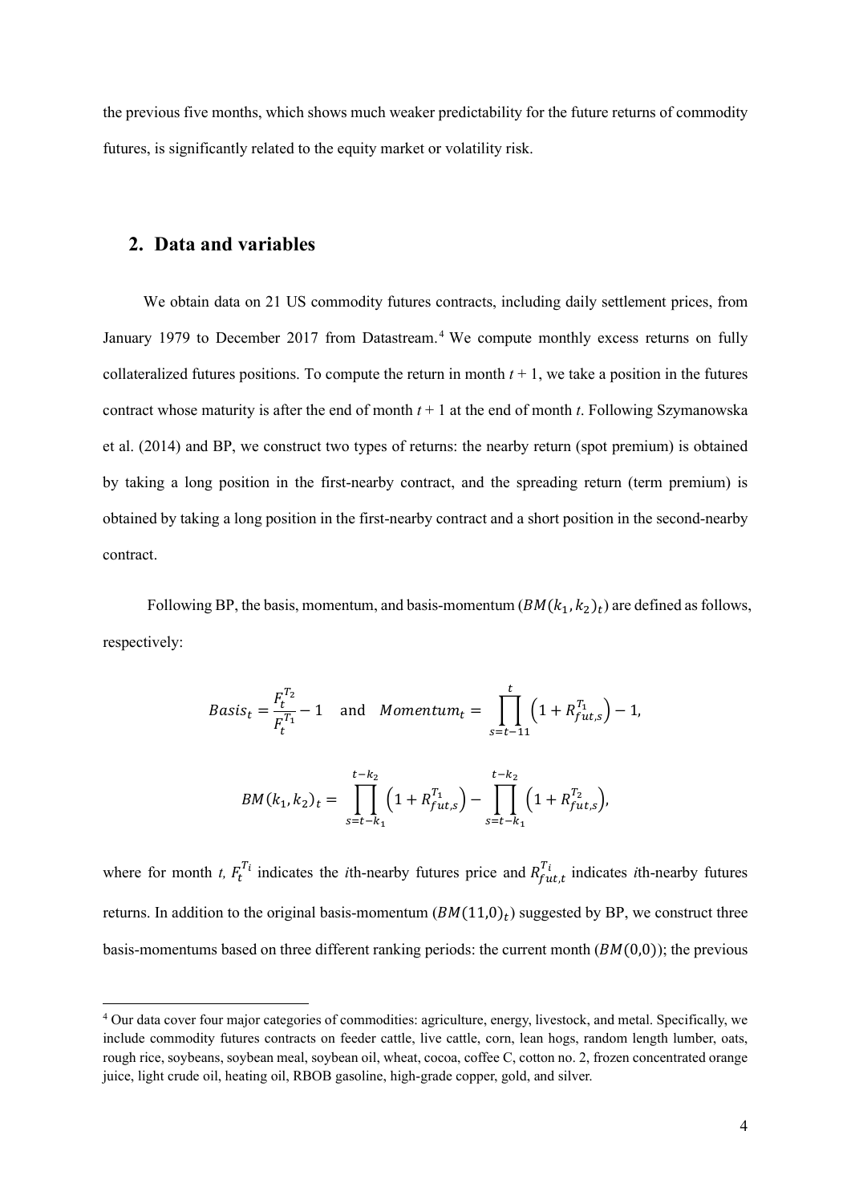the previous five months, which shows much weaker predictability for the future returns of commodity futures, is significantly related to the equity market or volatility risk.

## 2. Data and variables

We obtain data on 21 US commodity futures contracts, including daily settlement prices, from January 1979 to December 2017 from Datastream.[4] We compute monthly excess returns on fully collateralized futures positions. To compute the return in month $t + 1$, we take a position in the futures contract whose maturity is after the end of month $t + 1$ at the end of month $t$. Following Szymanowska et al. (2014) and BP, we construct two types of returns: the nearby return (spot premium) is obtained by taking a long position in the first-nearby contract, and the spreading return (term premium) is obtained by taking a long position in the first-nearby contract and a short position in the second-nearby contract.

Following BP, the basis, momentum, and basis-momentum ($BM(k_1, k_2)_t$) are defined as follows, respectively:

$$Basis_t = \frac{F_t^{T_2}}{F_t^{T_1}} - 1 \quad \text{and} \quad Momentum_t = \prod_{s=t-11}^{t} \left(1 + R_{fut,s}^{T_1}\right) - 1,$$

$$BM(k_1, k_2)_t = \prod_{s=t-k_1}^{t-k_2} \left(1 + R_{fut,s}^{T_1}\right) - \prod_{s=t-k_1}^{t-k_2} \left(1 + R_{fut,s}^{T_2}\right),$$

where for month $t$, $F_t^{T_i}$ indicates the $i$th-nearby futures price and $R_{fut,t}^{T_i}$ indicates $i$th-nearby futures returns. In addition to the original basis-momentum ($BM(11,0)_t$) suggested by BP, we construct three basis-momentums based on three different ranking periods: the current month ($BM(0,0)$); the previous

[4] Our data cover four major categories of commodities: agriculture, energy, livestock, and metal. Specifically, we include commodity futures contracts on feeder cattle, live cattle, corn, lean hogs, random length lumber, oats, rough rice, soybeans, soybean meal, soybean oil, wheat, cocoa, coffee C, cotton no. 2, frozen concentrated orange juice, light crude oil, heating oil, RBOB gasoline, high-grade copper, gold, and silver.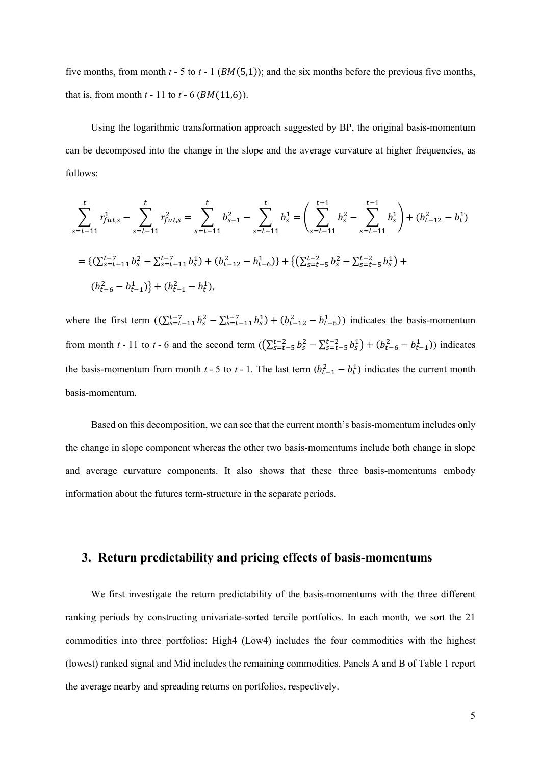five months, from month $t$ - 5 to $t$ - 1 ($BM(5,1)$); and the six months before the previous five months, that is, from month $t$ - 11 to $t$ - 6 ($BM(11,6)$).

Using the logarithmic transformation approach suggested by BP, the original basis-momentum can be decomposed into the change in the slope and the average curvature at higher frequencies, as follows:

$$\sum_{s=t-11}^{t} r_{fut,s}^{1} - \sum_{s=t-11}^{t} r_{fut,s}^{2} = \sum_{s=t-11}^{t} b_{s-1}^{2} - \sum_{s=t-11}^{t} b_{s}^{1} = \left( \sum_{s=t-11}^{t-1} b_{s}^{2} - \sum_{s=t-11}^{t-1} b_{s}^{1} \right) + (b_{t-12}^{2} - b_{t}^{1})$$

$$= \{(\textstyle\sum_{s=t-11}^{t-7} b_s^2 - \sum_{s=t-11}^{t-7} b_s^1) + (b_{t-12}^2 - b_{t-6}^1)\} + \{(\textstyle\sum_{s=t-5}^{t-2} b_s^2 - \sum_{s=t-5}^{t-2} b_s^1) + (b_{t-6}^2 - b_{t-1}^1)\} + (b_{t-1}^2 - b_t^1),$$

where the first term $((\sum_{s=t-11}^{t-7} b_s^2 - \sum_{s=t-11}^{t-7} b_s^1) + (b_{t-12}^2 - b_{t-6}^1))$ indicates the basis-momentum from month $t$ - 11 to $t$ - 6 and the second term $((\sum_{s=t-5}^{t-2} b_s^2 - \sum_{s=t-5}^{t-2} b_s^1) + (b_{t-6}^2 - b_{t-1}^1))$ indicates the basis-momentum from month $t$ - 5 to $t$ - 1. The last term $(b_{t-1}^2 - b_t^1)$ indicates the current month basis-momentum.

Based on this decomposition, we can see that the current month's basis-momentum includes only the change in slope component whereas the other two basis-momentums include both change in slope and average curvature components. It also shows that these three basis-momentums embody information about the futures term-structure in the separate periods.

## 3. Return predictability and pricing effects of basis-momentums

We first investigate the return predictability of the basis-momentums with the three different ranking periods by constructing univariate-sorted tercile portfolios. In each month, we sort the 21 commodities into three portfolios: High4 (Low4) includes the four commodities with the highest (lowest) ranked signal and Mid includes the remaining commodities. Panels A and B of Table 1 report the average nearby and spreading returns on portfolios, respectively.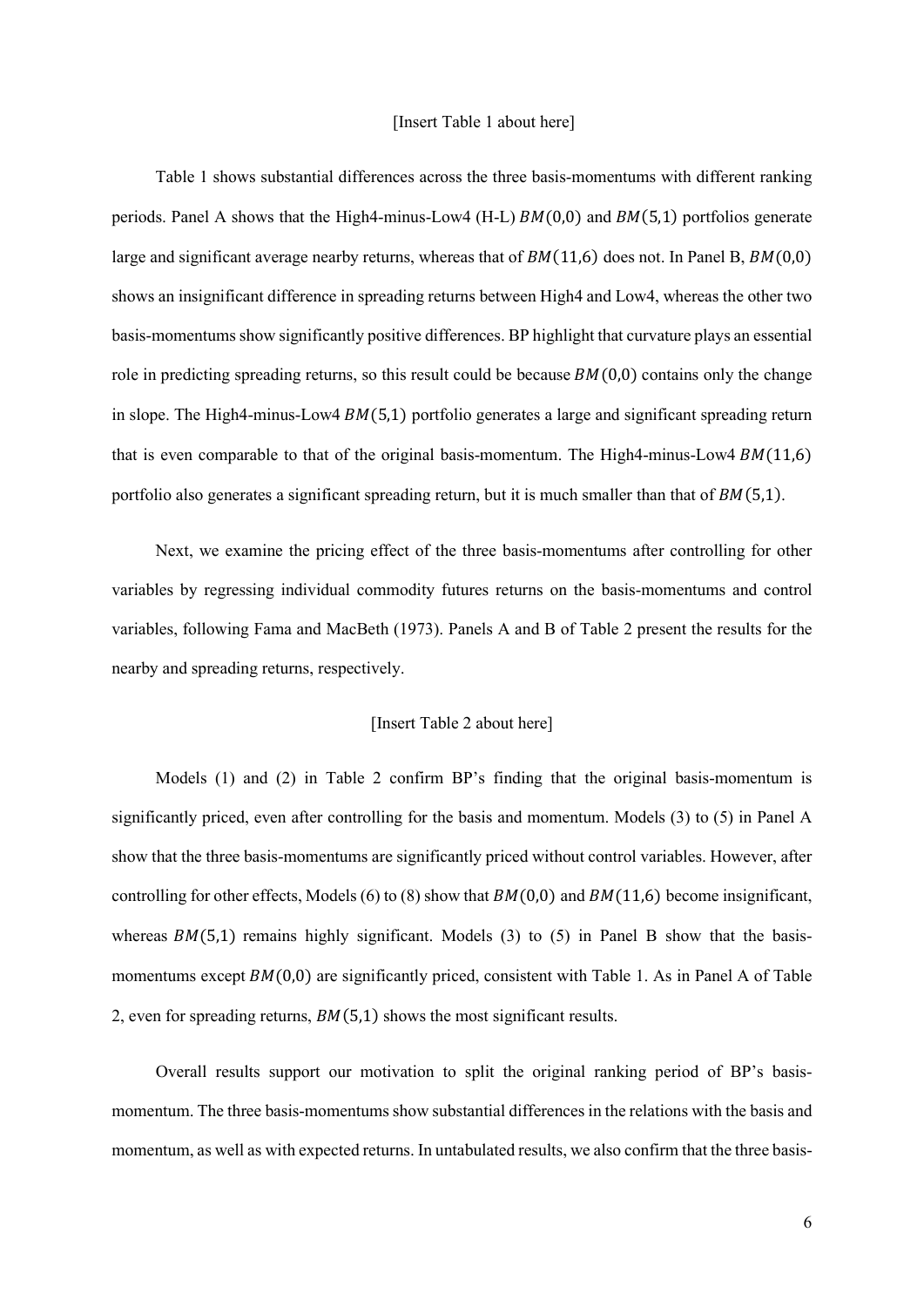[Insert Table 1 about here]

Table 1 shows substantial differences across the three basis-momentums with different ranking periods. Panel A shows that the High4-minus-Low4 (H-L) $BM(0,0)$ and $BM(5,1)$ portfolios generate large and significant average nearby returns, whereas that of $BM(11,6)$ does not. In Panel B, $BM(0,0)$ shows an insignificant difference in spreading returns between High4 and Low4, whereas the other two basis-momentums show significantly positive differences. BP highlight that curvature plays an essential role in predicting spreading returns, so this result could be because $BM(0,0)$ contains only the change in slope. The High4-minus-Low4 $BM(5,1)$ portfolio generates a large and significant spreading return that is even comparable to that of the original basis-momentum. The High4-minus-Low4 $BM(11,6)$ portfolio also generates a significant spreading return, but it is much smaller than that of $BM(5,1)$.

Next, we examine the pricing effect of the three basis-momentums after controlling for other variables by regressing individual commodity futures returns on the basis-momentums and control variables, following Fama and MacBeth (1973). Panels A and B of Table 2 present the results for the nearby and spreading returns, respectively.

[Insert Table 2 about here]

Models (1) and (2) in Table 2 confirm BP's finding that the original basis-momentum is significantly priced, even after controlling for the basis and momentum. Models (3) to (5) in Panel A show that the three basis-momentums are significantly priced without control variables. However, after controlling for other effects, Models (6) to (8) show that $BM(0,0)$ and $BM(11,6)$ become insignificant, whereas $BM(5,1)$ remains highly significant. Models (3) to (5) in Panel B show that the basis-momentums except $BM(0,0)$ are significantly priced, consistent with Table 1. As in Panel A of Table 2, even for spreading returns, $BM(5,1)$ shows the most significant results.

Overall results support our motivation to split the original ranking period of BP's basis-momentum. The three basis-momentums show substantial differences in the relations with the basis and momentum, as well as with expected returns. In untabulated results, we also confirm that the three basis-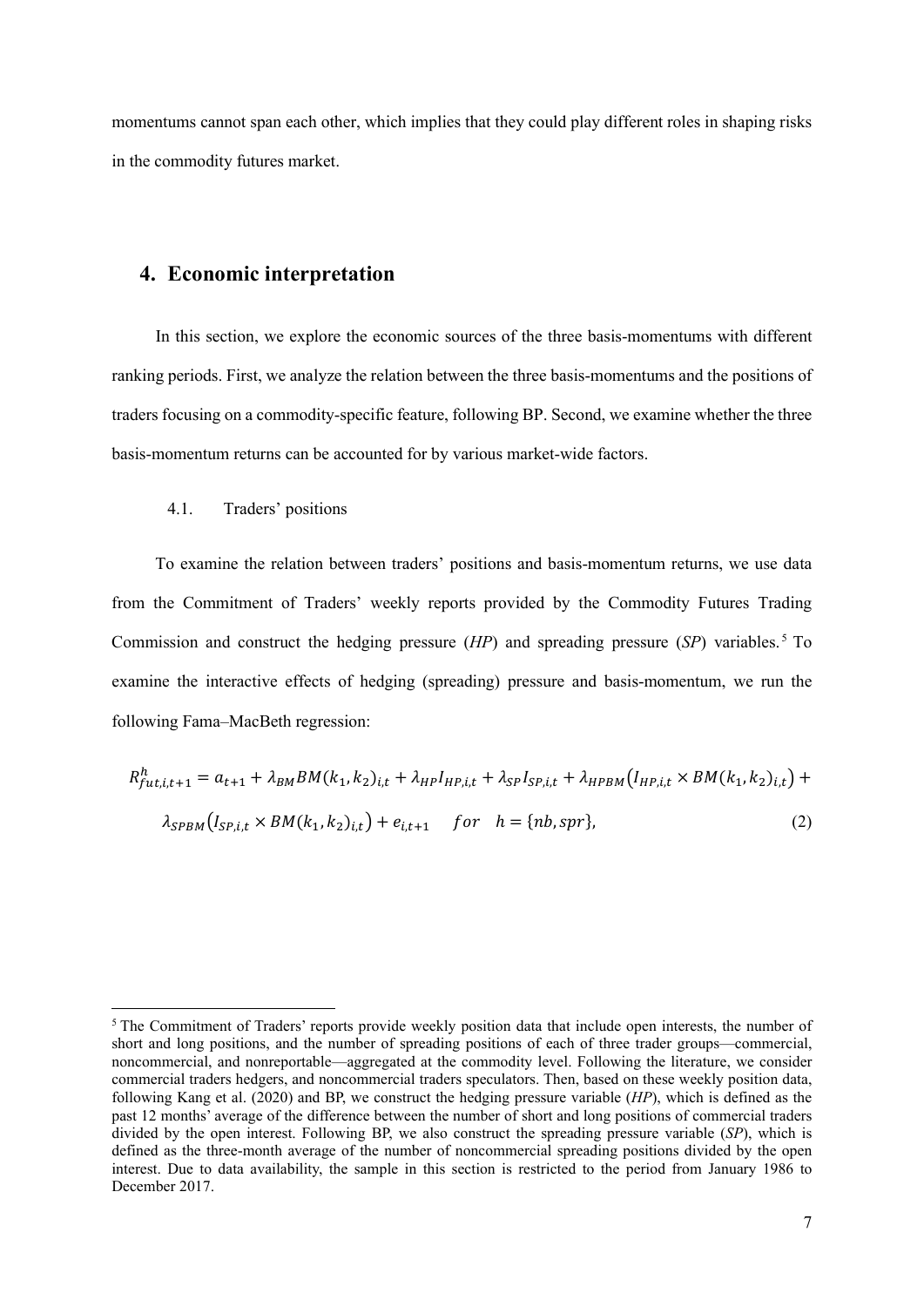momentums cannot span each other, which implies that they could play different roles in shaping risks in the commodity futures market.

## 4. Economic interpretation

In this section, we explore the economic sources of the three basis-momentums with different ranking periods. First, we analyze the relation between the three basis-momentums and the positions of traders focusing on a commodity-specific feature, following BP. Second, we examine whether the three basis-momentum returns can be accounted for by various market-wide factors.

### 4.1. Traders' positions

To examine the relation between traders' positions and basis-momentum returns, we use data from the Commitment of Traders' weekly reports provided by the Commodity Futures Trading Commission and construct the hedging pressure (*HP*) and spreading pressure (*SP*) variables.[5] To examine the interactive effects of hedging (spreading) pressure and basis-momentum, we run the following Fama–MacBeth regression:

$$R^{h}_{fut,i,t+1} = a_{t+1} + \lambda_{BM} BM(k_1, k_2)_{i,t} + \lambda_{HP} I_{HP,i,t} + \lambda_{SP} I_{SP,i,t} + \lambda_{HPBM}\left(I_{HP,i,t} \times BM(k_1, k_2)_{i,t}\right) + \lambda_{SPBM}\left(I_{SP,i,t} \times BM(k_1, k_2)_{i,t}\right) + e_{i,t+1} \quad for \quad h = \{nb, spr\}, \tag{2}$$

[5] The Commitment of Traders' reports provide weekly position data that include open interests, the number of short and long positions, and the number of spreading positions of each of three trader groups—commercial, noncommercial, and nonreportable—aggregated at the commodity level. Following the literature, we consider commercial traders hedgers, and noncommercial traders speculators. Then, based on these weekly position data, following Kang et al. (2020) and BP, we construct the hedging pressure variable (*HP*), which is defined as the past 12 months' average of the difference between the number of short and long positions of commercial traders divided by the open interest. Following BP, we also construct the spreading pressure variable (*SP*), which is defined as the three-month average of the number of noncommercial spreading positions divided by the open interest. Due to data availability, the sample in this section is restricted to the period from January 1986 to December 2017.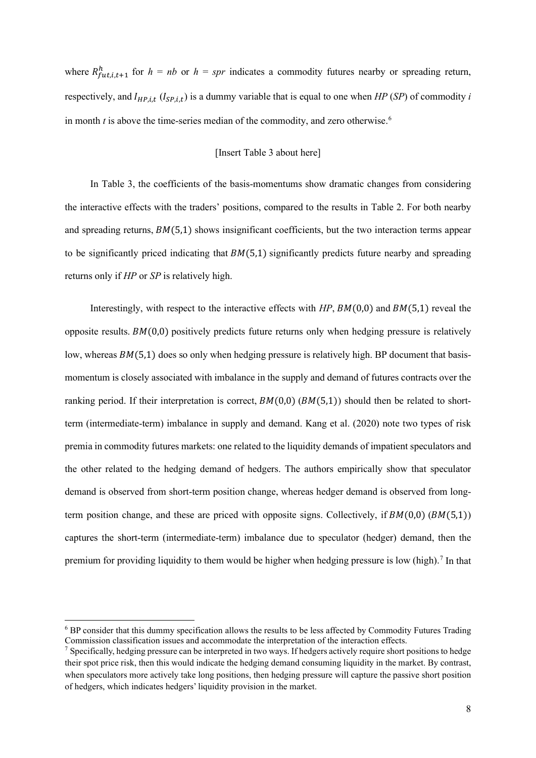where $R^h_{fut,i,t+1}$ for $h$ = *nb* or $h$ = *spr* indicates a commodity futures nearby or spreading return, respectively, and $I_{HP,i,t}$ ($I_{SP,i,t}$) is a dummy variable that is equal to one when *HP* (*SP*) of commodity *i* in month *t* is above the time-series median of the commodity, and zero otherwise.[6]

[Insert Table 3 about here]

In Table 3, the coefficients of the basis-momentums show dramatic changes from considering the interactive effects with the traders' positions, compared to the results in Table 2. For both nearby and spreading returns, $BM(5,1)$ shows insignificant coefficients, but the two interaction terms appear to be significantly priced indicating that $BM(5,1)$ significantly predicts future nearby and spreading returns only if *HP* or *SP* is relatively high.

Interestingly, with respect to the interactive effects with *HP*, $BM(0,0)$ and $BM(5,1)$ reveal the opposite results. $BM(0,0)$ positively predicts future returns only when hedging pressure is relatively low, whereas $BM(5,1)$ does so only when hedging pressure is relatively high. BP document that basis-momentum is closely associated with imbalance in the supply and demand of futures contracts over the ranking period. If their interpretation is correct, $BM(0,0)$ ($BM(5,1)$) should then be related to short-term (intermediate-term) imbalance in supply and demand. Kang et al. (2020) note two types of risk premia in commodity futures markets: one related to the liquidity demands of impatient speculators and the other related to the hedging demand of hedgers. The authors empirically show that speculator demand is observed from short-term position change, whereas hedger demand is observed from long-term position change, and these are priced with opposite signs. Collectively, if $BM(0,0)$ ($BM(5,1)$) captures the short-term (intermediate-term) imbalance due to speculator (hedger) demand, then the premium for providing liquidity to them would be higher when hedging pressure is low (high).[7] In that

---

[6] BP consider that this dummy specification allows the results to be less affected by Commodity Futures Trading Commission classification issues and accommodate the interpretation of the interaction effects.

[7] Specifically, hedging pressure can be interpreted in two ways. If hedgers actively require short positions to hedge their spot price risk, then this would indicate the hedging demand consuming liquidity in the market. By contrast, when speculators more actively take long positions, then hedging pressure will capture the passive short position of hedgers, which indicates hedgers' liquidity provision in the market.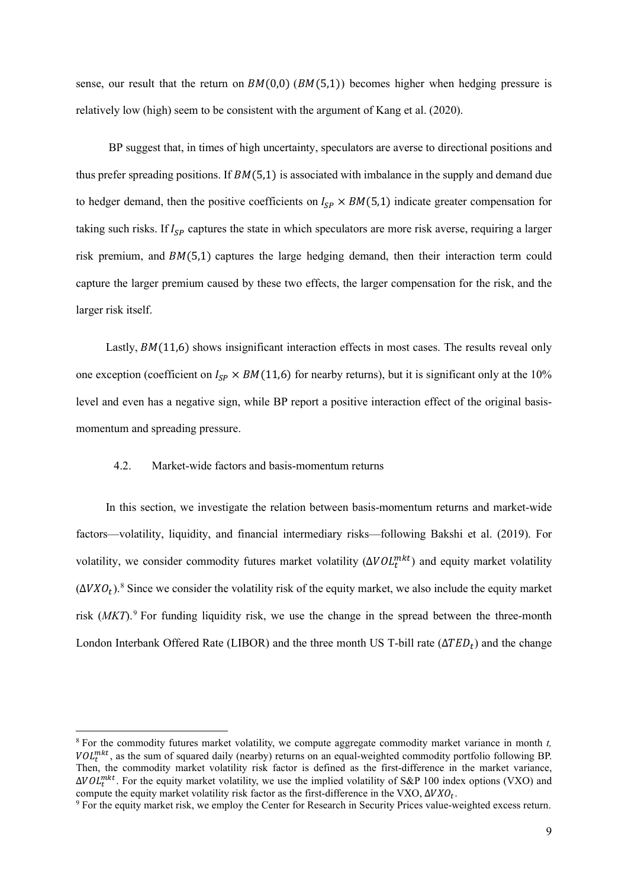sense, our result that the return on $BM(0,0)$ ($BM(5,1)$) becomes higher when hedging pressure is relatively low (high) seem to be consistent with the argument of Kang et al. (2020).

BP suggest that, in times of high uncertainty, speculators are averse to directional positions and thus prefer spreading positions. If $BM(5,1)$ is associated with imbalance in the supply and demand due to hedger demand, then the positive coefficients on $I_{SP} \times BM(5,1)$ indicate greater compensation for taking such risks. If $I_{SP}$ captures the state in which speculators are more risk averse, requiring a larger risk premium, and $BM(5,1)$ captures the large hedging demand, then their interaction term could capture the larger premium caused by these two effects, the larger compensation for the risk, and the larger risk itself.

Lastly, $BM(11,6)$ shows insignificant interaction effects in most cases. The results reveal only one exception (coefficient on $I_{SP} \times BM(11,6)$ for nearby returns), but it is significant only at the 10% level and even has a negative sign, while BP report a positive interaction effect of the original basis-momentum and spreading pressure.

### 4.2. Market-wide factors and basis-momentum returns

In this section, we investigate the relation between basis-momentum returns and market-wide factors—volatility, liquidity, and financial intermediary risks—following Bakshi et al. (2019). For volatility, we consider commodity futures market volatility ($\Delta VOL_t^{mkt}$) and equity market volatility ($\Delta VXO_t$).[8] Since we consider the volatility risk of the equity market, we also include the equity market risk (*MKT*).[9] For funding liquidity risk, we use the change in the spread between the three-month London Interbank Offered Rate (LIBOR) and the three month US T-bill rate ($\Delta TED_t$) and the change

---

[8] For the commodity futures market volatility, we compute aggregate commodity market variance in month *t*, $VOL_t^{mkt}$, as the sum of squared daily (nearby) returns on an equal-weighted commodity portfolio following BP. Then, the commodity market volatility risk factor is defined as the first-difference in the market variance, $\Delta VOL_t^{mkt}$. For the equity market volatility, we use the implied volatility of S&P 100 index options (VXO) and compute the equity market volatility risk factor as the first-difference in the VXO, $\Delta VXO_t$.

[9] For the equity market risk, we employ the Center for Research in Security Prices value-weighted excess return.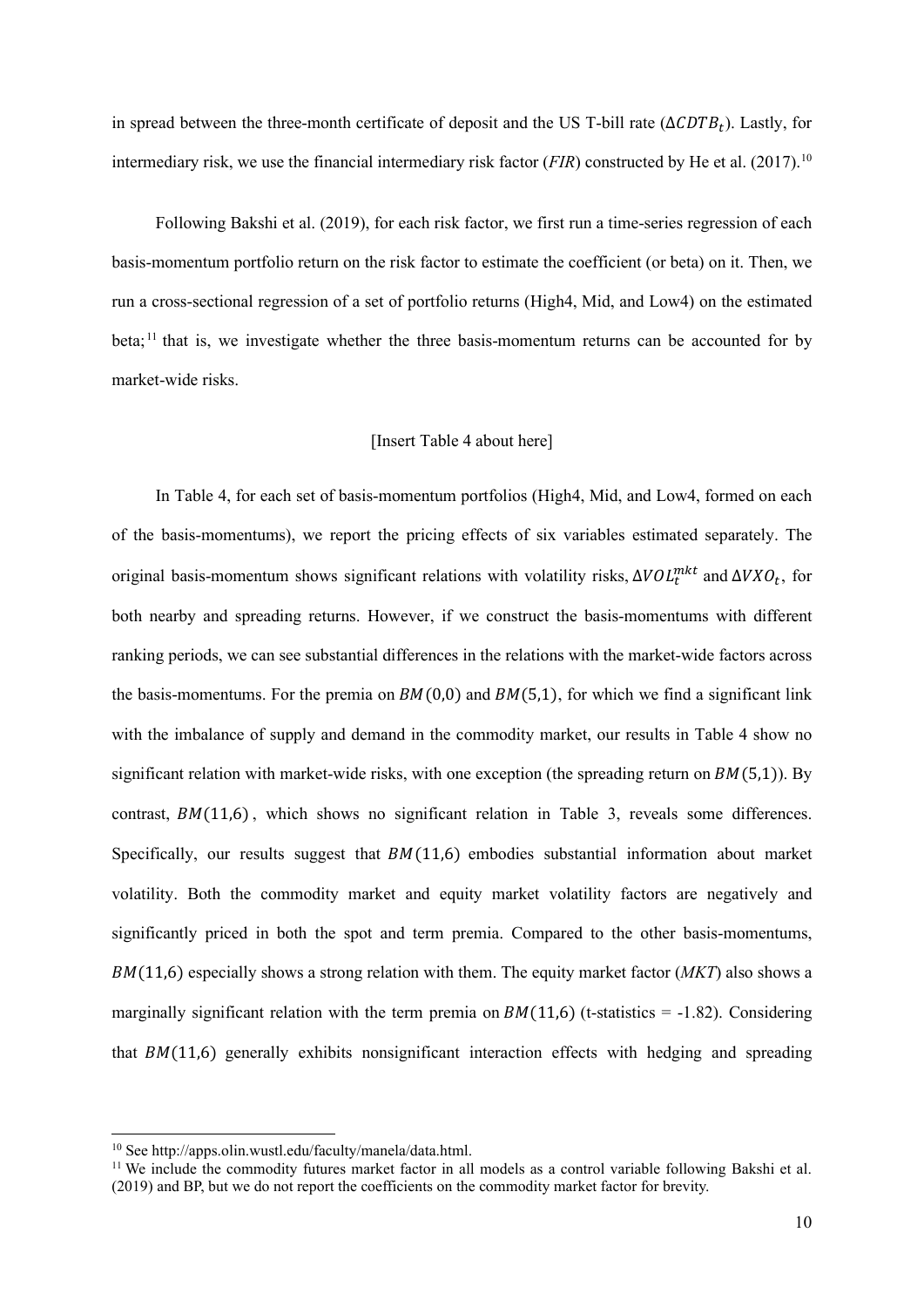in spread between the three-month certificate of deposit and the US T-bill rate ($\Delta CDTB_t$). Lastly, for intermediary risk, we use the financial intermediary risk factor (*FIR*) constructed by He et al. (2017).[10]

Following Bakshi et al. (2019), for each risk factor, we first run a time-series regression of each basis-momentum portfolio return on the risk factor to estimate the coefficient (or beta) on it. Then, we run a cross-sectional regression of a set of portfolio returns (High4, Mid, and Low4) on the estimated beta;[11] that is, we investigate whether the three basis-momentum returns can be accounted for by market-wide risks.

[Insert Table 4 about here]

In Table 4, for each set of basis-momentum portfolios (High4, Mid, and Low4, formed on each of the basis-momentums), we report the pricing effects of six variables estimated separately. The original basis-momentum shows significant relations with volatility risks, $\Delta VOL_t^{mkt}$ and $\Delta VXO_t$, for both nearby and spreading returns. However, if we construct the basis-momentums with different ranking periods, we can see substantial differences in the relations with the market-wide factors across the basis-momentums. For the premia on $BM(0,0)$ and $BM(5,1)$, for which we find a significant link with the imbalance of supply and demand in the commodity market, our results in Table 4 show no significant relation with market-wide risks, with one exception (the spreading return on $BM(5,1)$). By contrast, $BM(11,6)$, which shows no significant relation in Table 3, reveals some differences. Specifically, our results suggest that $BM(11,6)$ embodies substantial information about market volatility. Both the commodity market and equity market volatility factors are negatively and significantly priced in both the spot and term premia. Compared to the other basis-momentums, $BM(11,6)$ especially shows a strong relation with them. The equity market factor (*MKT*) also shows a marginally significant relation with the term premia on $BM(11,6)$ (t-statistics = -1.82). Considering that $BM(11,6)$ generally exhibits nonsignificant interaction effects with hedging and spreading

[10] See http://apps.olin.wustl.edu/faculty/manela/data.html.

[11] We include the commodity futures market factor in all models as a control variable following Bakshi et al. (2019) and BP, but we do not report the coefficients on the commodity market factor for brevity.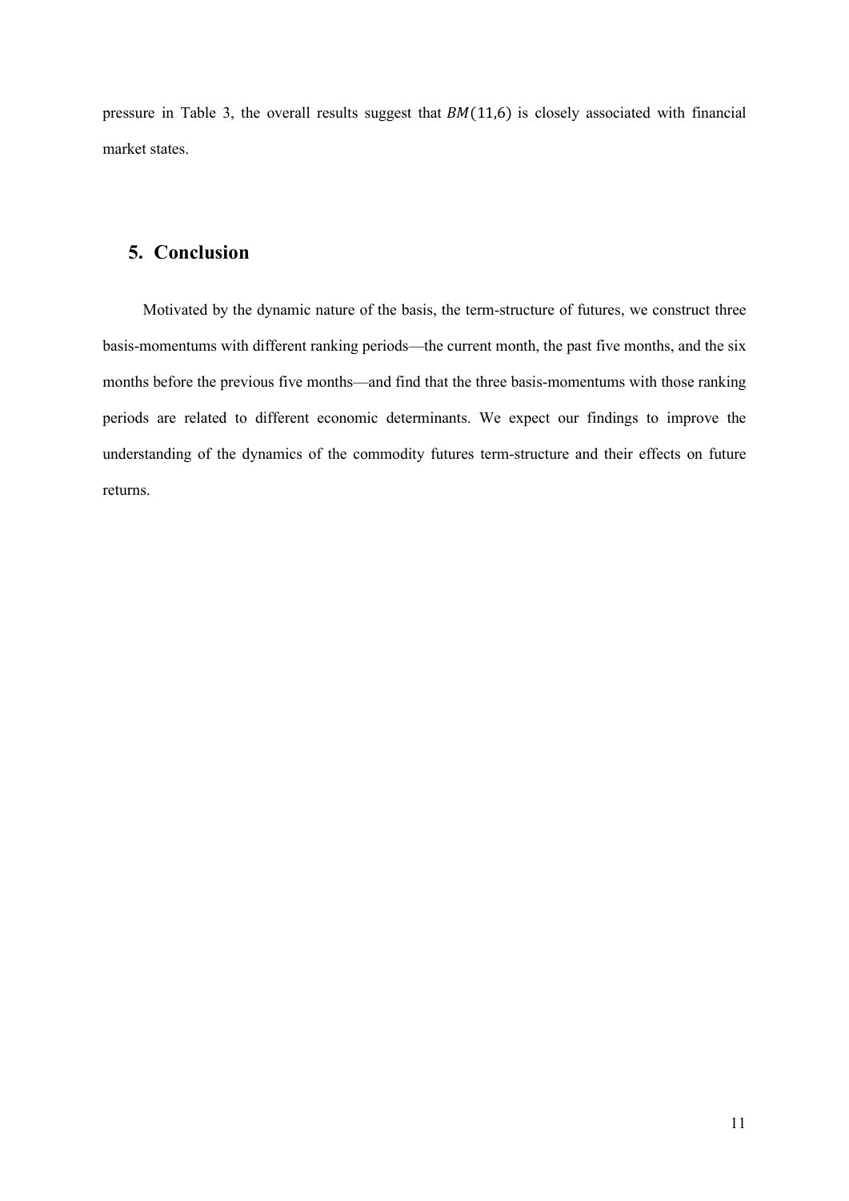pressure in Table 3, the overall results suggest that $BM(11,6)$ is closely associated with financial market states.

## 5. Conclusion

Motivated by the dynamic nature of the basis, the term-structure of futures, we construct three basis-momentums with different ranking periods—the current month, the past five months, and the six months before the previous five months—and find that the three basis-momentums with those ranking periods are related to different economic determinants. We expect our findings to improve the understanding of the dynamics of the commodity futures term-structure and their effects on future returns.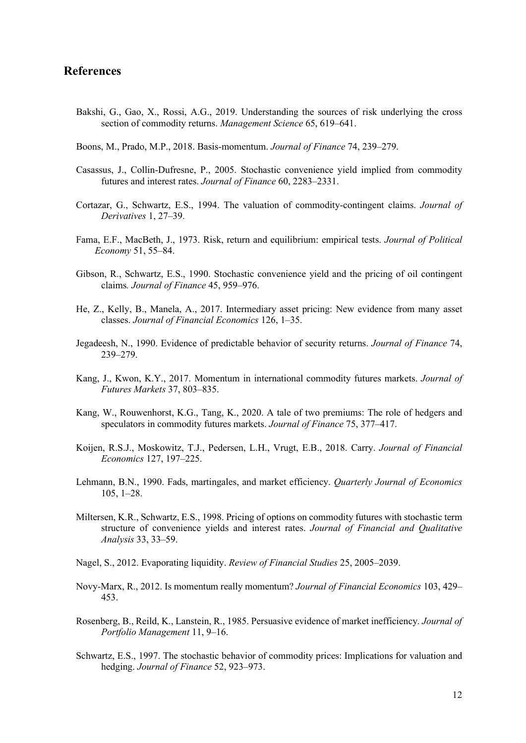## References

Bakshi, G., Gao, X., Rossi, A.G., 2019. Understanding the sources of risk underlying the cross section of commodity returns. *Management Science* 65, 619–641.

Boons, M., Prado, M.P., 2018. Basis-momentum. *Journal of Finance* 74, 239–279.

Casassus, J., Collin-Dufresne, P., 2005. Stochastic convenience yield implied from commodity futures and interest rates. *Journal of Finance* 60, 2283–2331.

Cortazar, G., Schwartz, E.S., 1994. The valuation of commodity-contingent claims. *Journal of Derivatives* 1, 27–39.

Fama, E.F., MacBeth, J., 1973. Risk, return and equilibrium: empirical tests. *Journal of Political Economy* 51, 55–84.

Gibson, R., Schwartz, E.S., 1990. Stochastic convenience yield and the pricing of oil contingent claims*. Journal of Finance* 45, 959–976.

He, Z., Kelly, B., Manela, A., 2017. Intermediary asset pricing: New evidence from many asset classes. *Journal of Financial Economics* 126, 1–35.

Jegadeesh, N., 1990. Evidence of predictable behavior of security returns. *Journal of Finance* 74, 239–279.

Kang, J., Kwon, K.Y., 2017. Momentum in international commodity futures markets. *Journal of Futures Markets* 37, 803–835.

Kang, W., Rouwenhorst, K.G., Tang, K., 2020. A tale of two premiums: The role of hedgers and speculators in commodity futures markets. *Journal of Finance* 75, 377–417.

Koijen, R.S.J., Moskowitz, T.J., Pedersen, L.H., Vrugt, E.B., 2018. Carry. *Journal of Financial Economics* 127, 197–225.

Lehmann, B.N., 1990. Fads, martingales, and market efficiency. *Quarterly Journal of Economics* 105, 1–28.

Miltersen, K.R., Schwartz, E.S., 1998. Pricing of options on commodity futures with stochastic term structure of convenience yields and interest rates. *Journal of Financial and Qualitative Analysis* 33, 33–59.

Nagel, S., 2012. Evaporating liquidity. *Review of Financial Studies* 25, 2005–2039.

Novy-Marx, R., 2012. Is momentum really momentum? *Journal of Financial Economics* 103, 429–453.

Rosenberg, B., Reild, K., Lanstein, R., 1985. Persuasive evidence of market inefficiency. *Journal of Portfolio Management* 11, 9–16.

Schwartz, E.S., 1997. The stochastic behavior of commodity prices: Implications for valuation and hedging. *Journal of Finance* 52, 923–973.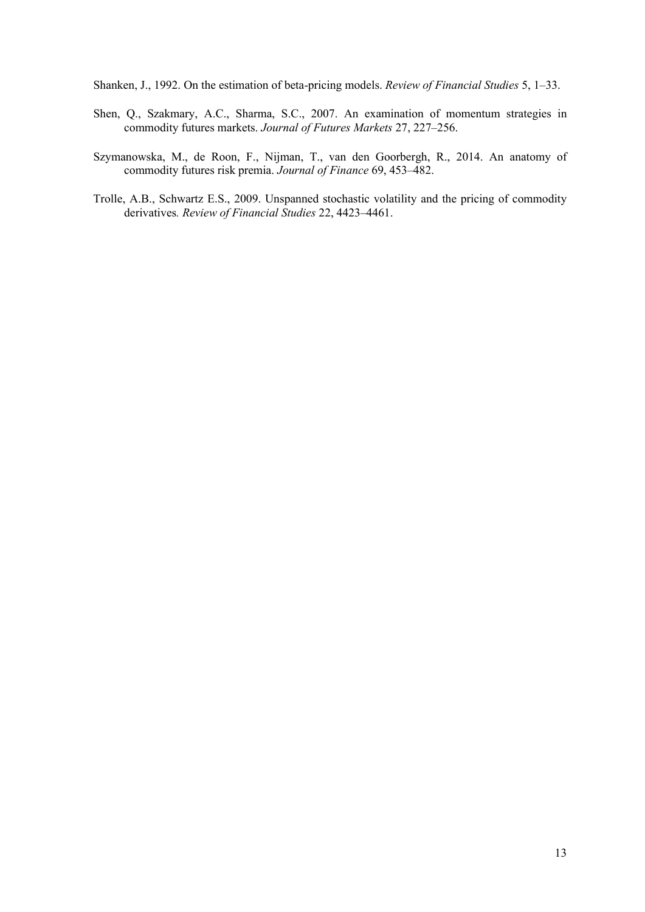Shanken, J., 1992. On the estimation of beta-pricing models. *Review of Financial Studies* 5, 1–33.

Shen, Q., Szakmary, A.C., Sharma, S.C., 2007. An examination of momentum strategies in commodity futures markets. *Journal of Futures Markets* 27, 227–256.

Szymanowska, M., de Roon, F., Nijman, T., van den Goorbergh, R., 2014. An anatomy of commodity futures risk premia. *Journal of Finance* 69, 453–482.

Trolle, A.B., Schwartz E.S., 2009. Unspanned stochastic volatility and the pricing of commodity derivatives*. Review of Financial Studies* 22, 4423–4461.